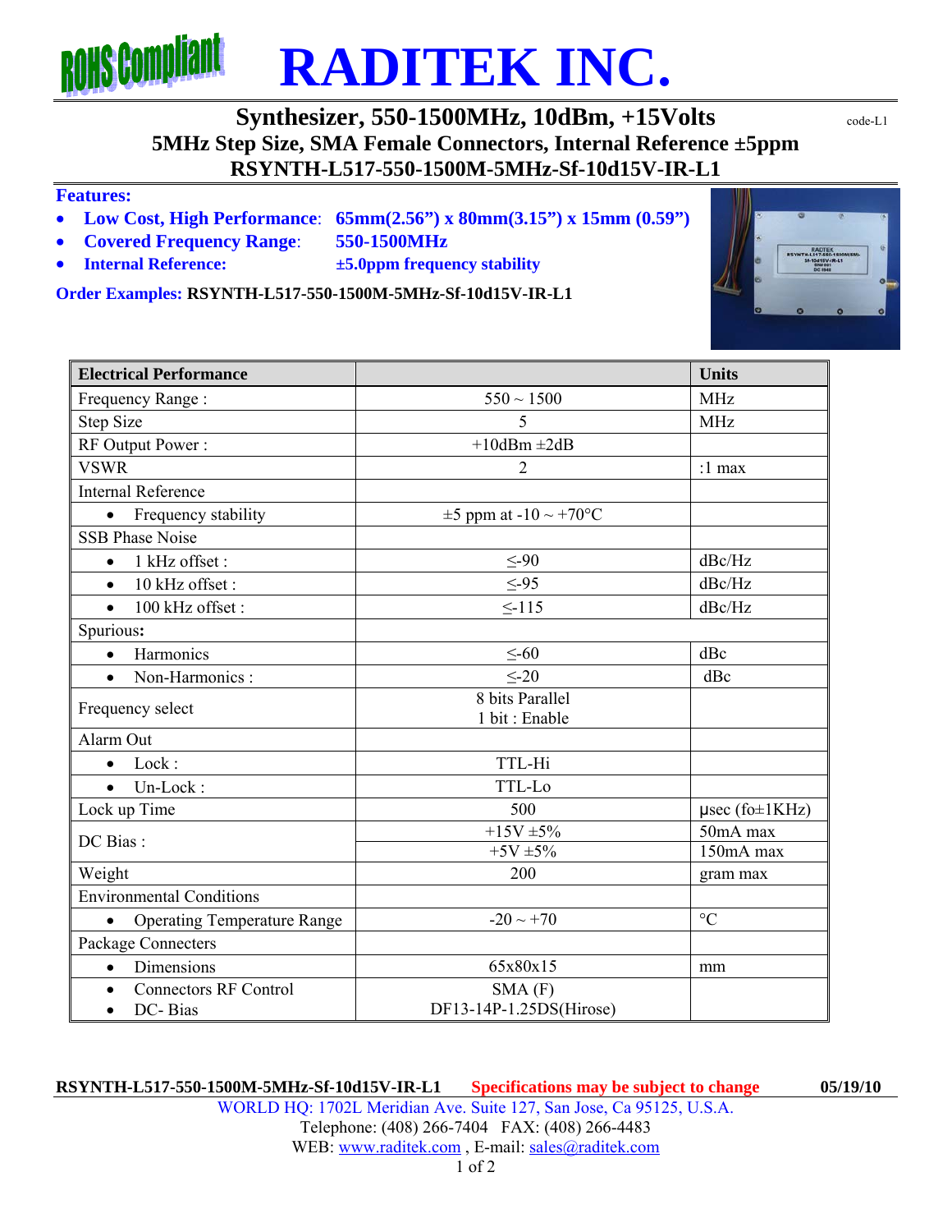# RADITEK INC.

## Synthesizer, 550-1500MHz, 10dBm, +15Volts

code-L1

## 5MHz Step Size, SMA Female Connectors, Internal Reference ±5ppm

## RSYNTH-L517-550-1500M-5MHz-Sf-10d15V-IR-L1

**Features:**

- **Low Cost, High Performance**: **65mm(2.56") x 80mm(3.15") x 15mm (0.59")**
- **Covered Frequency Range**: **550-1500MHz**
- **Internal Reference:** **±5.0ppm frequency stability**

**Order Examples: RSYNTH-L517-550-1500M-5MHz-Sf-10d15V-IR-L1**

| Electrical Performance | | Units |
|---|---|---|
| Frequency Range : | 550 ~ 1500 | MHz |
| Step Size | 5 | MHz |
| RF Output Power : | +10dBm ±2dB | |
| VSWR | 2 | :1 max |
| Internal Reference | | |
| • Frequency stability | ±5 ppm at -10 ~ +70°C | |
| SSB Phase Noise | | |
| • 1 kHz offset : | ≤-90 | dBc/Hz |
| • 10 kHz offset : | ≤-95 | dBc/Hz |
| • 100 kHz offset : | ≤-115 | dBc/Hz |
| Spurious**:** | | |
| • Harmonics | ≤-60 | dBc |
| • Non-Harmonics : | ≤-20 | dBc |
| Frequency select | 8 bits Parallel<br>1 bit : Enable | |
| Alarm Out | | |
| • Lock : | TTL-Hi | |
| • Un-Lock : | TTL-Lo | |
| Lock up Time | 500 | μsec (fo±1KHz) |
| DC Bias : | +15V ±5% | 50mA max |
| | +5V ±5% | 150mA max |
| Weight | 200 | gram max |
| Environmental Conditions | | |
| • Operating Temperature Range | -20 ~ +70 | °C |
| Package Connecters | | |
| • Dimensions | 65x80x15 | mm |
| • Connectors RF Control<br>• DC- Bias | SMA (F)<br>DF13-14P-1.25DS(Hirose) | |

**RSYNTH-L517-550-1500M-5MHz-Sf-10d15V-IR-L1** **Specifications may be subject to change** **05/19/10**

WORLD HQ: 1702L Meridian Ave. Suite 127, San Jose, Ca 95125, U.S.A.
Telephone: (408) 266-7404 FAX: (408) 266-4483
WEB: www.raditek.com , E-mail: sales@raditek.com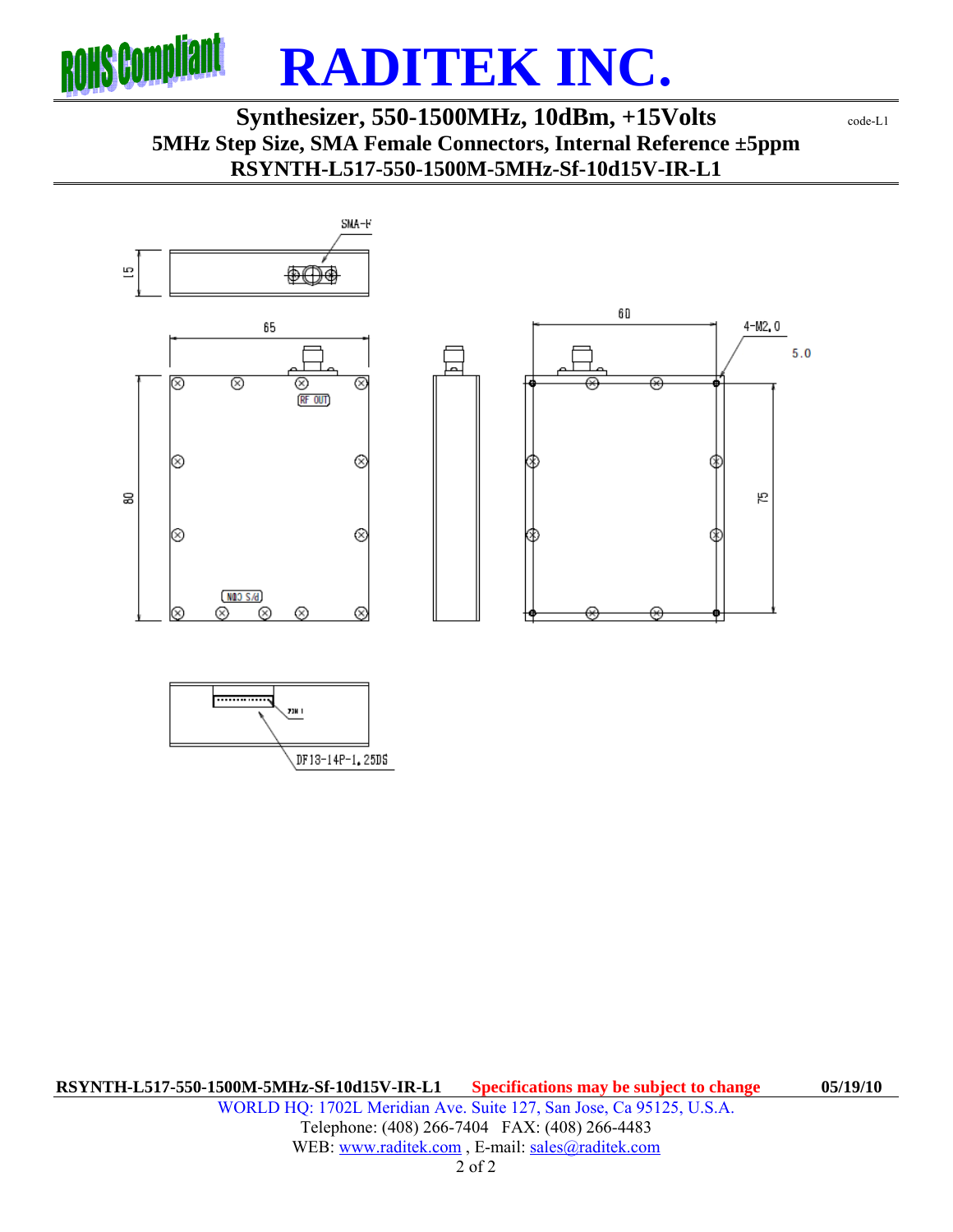# RADITEK INC.

**Synthesizer, 550-1500MHz, 10dBm, +15Volts**

code-L1

**5MHz Step Size, SMA Female Connectors, Internal Reference ±5ppm**

**RSYNTH-L517-550-1500M-5MHz-Sf-10d15V-IR-L1**

SMA-F

15

65

60

4-M2.0

5.0

RF OUT

80

75

P/S CON

PIN 1

DF13-14P-1.25DS

**RSYNTH-L517-550-1500M-5MHz-Sf-10d15V-IR-L1** **Specifications may be subject to change** **05/19/10**

WORLD HQ: 1702L Meridian Ave. Suite 127, San Jose, Ca 95125, U.S.A.

Telephone: (408) 266-7404 FAX: (408) 266-4483

WEB: www.raditek.com , E-mail: sales@raditek.com